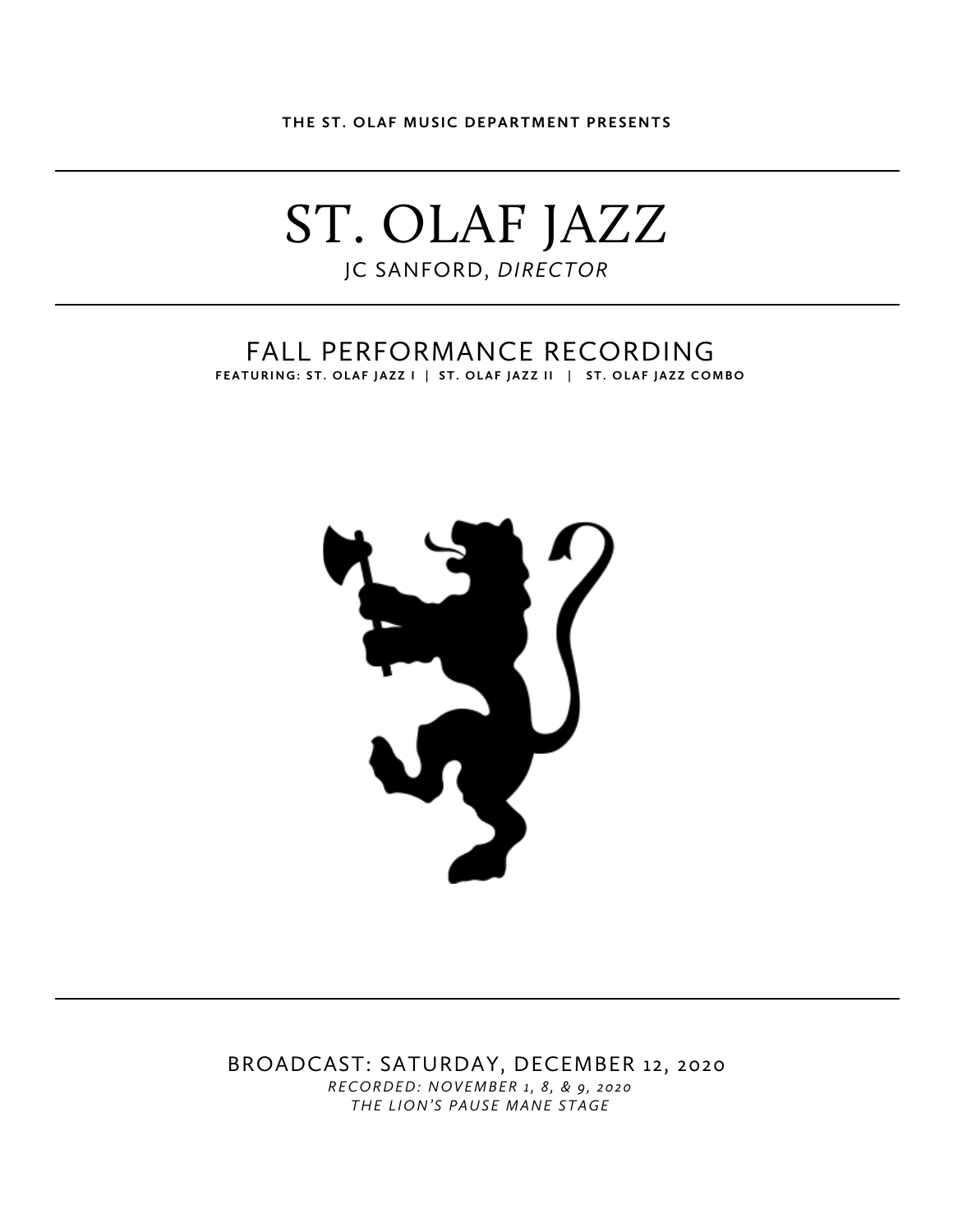**THE ST. OLAF MUSIC DEPARTMENT PRESENTS**

---

# ST. OLAF JAZZ

JC SANFORD, *DIRECTOR*

---

## FALL PERFORMANCE RECORDING

**FEATURING: ST. OLAF JAZZ I | ST. OLAF JAZZ II | ST. OLAF JAZZ COMBO**

---

BROADCAST: SATURDAY, DECEMBER 12, 2020

*RECORDED: NOVEMBER 1, 8, & 9, 2020*

*THE LION'S PAUSE MANE STAGE*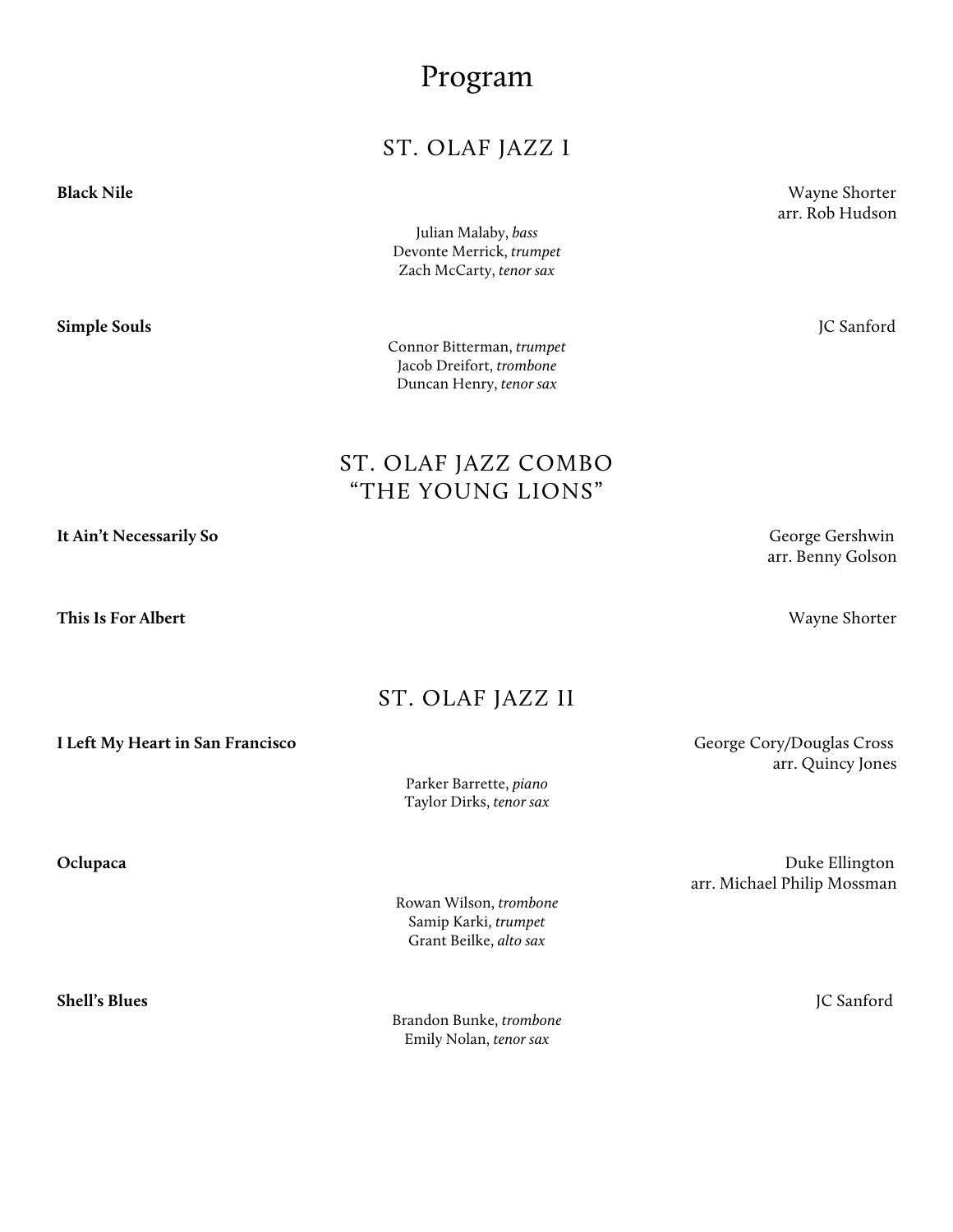# Program

## ST. OLAF JAZZ I

**Black Nile** — Wayne Shorter, arr. Rob Hudson

Julian Malaby, *bass*
Devonte Merrick, *trumpet*
Zach McCarty, *tenor sax*

**Simple Souls** — JC Sanford

Connor Bitterman, *trumpet*
Jacob Dreifort, *trombone*
Duncan Henry, *tenor sax*

## ST. OLAF JAZZ COMBO "THE YOUNG LIONS"

**It Ain't Necessarily So** — George Gershwin, arr. Benny Golson

**This Is For Albert** — Wayne Shorter

## ST. OLAF JAZZ II

**I Left My Heart in San Francisco** — George Cory/Douglas Cross, arr. Quincy Jones

Parker Barrette, *piano*
Taylor Dirks, *tenor sax*

**Oclupaca** — Duke Ellington, arr. Michael Philip Mossman

Rowan Wilson, *trombone*
Samip Karki, *trumpet*
Grant Beilke, *alto sax*

**Shell's Blues** — JC Sanford

Brandon Bunke, *trombone*
Emily Nolan, *tenor sax*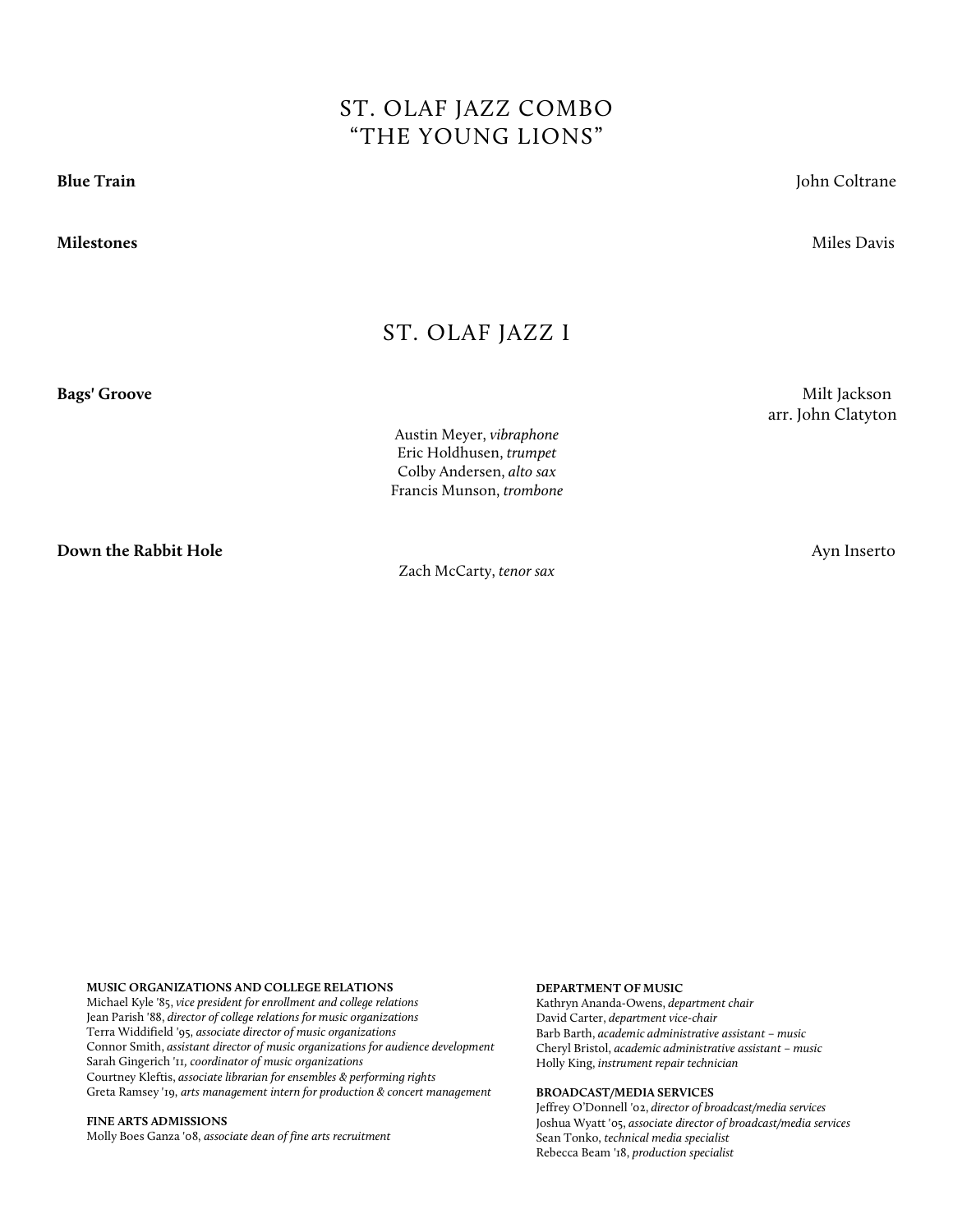## ST. OLAF JAZZ COMBO
## "THE YOUNG LIONS"

**Blue Train** — John Coltrane

**Milestones** — Miles Davis

## ST. OLAF JAZZ I

**Bags' Groove** — Milt Jackson, arr. John Clatyton

Austin Meyer, *vibraphone*
Eric Holdhusen, *trumpet*
Colby Andersen, *alto sax*
Francis Munson, *trombone*

**Down the Rabbit Hole** — Ayn Inserto

Zach McCarty, *tenor sax*

**MUSIC ORGANIZATIONS AND COLLEGE RELATIONS**
Michael Kyle '85, *vice president for enrollment and college relations*
Jean Parish '88, *director of college relations for music organizations*
Terra Widdifield '95, *associate director of music organizations*
Connor Smith, *assistant director of music organizations for audience development*
Sarah Gingerich '11, *coordinator of music organizations*
Courtney Kleftis, *associate librarian for ensembles & performing rights*
Greta Ramsey '19, *arts management intern for production & concert management*

**FINE ARTS ADMISSIONS**
Molly Boes Ganza '08, *associate dean of fine arts recruitment*

**DEPARTMENT OF MUSIC**
Kathryn Ananda-Owens, *department chair*
David Carter, *department vice-chair*
Barb Barth, *academic administrative assistant – music*
Cheryl Bristol, *academic administrative assistant – music*
Holly King, *instrument repair technician*

**BROADCAST/MEDIA SERVICES**
Jeffrey O'Donnell '02, *director of broadcast/media services*
Joshua Wyatt '05, *associate director of broadcast/media services*
Sean Tonko, *technical media specialist*
Rebecca Beam '18, *production specialist*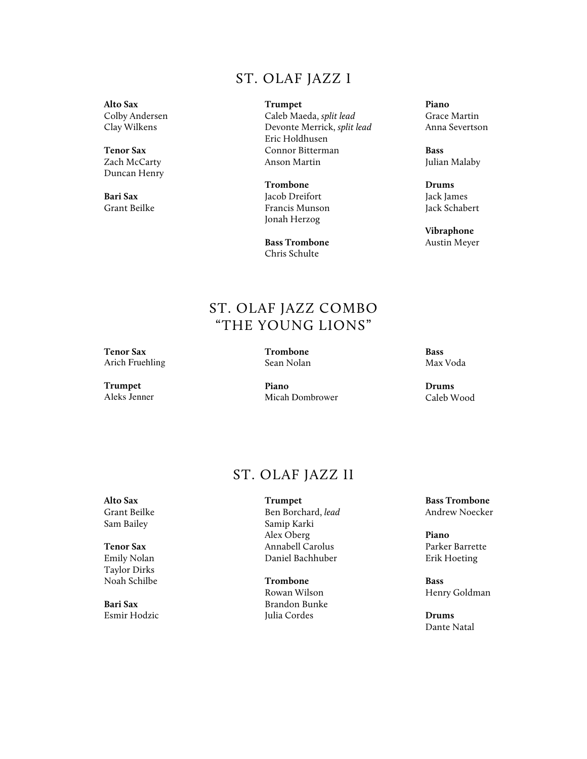## ST. OLAF JAZZ I

**Alto Sax**
Colby Andersen
Clay Wilkens

**Tenor Sax**
Zach McCarty
Duncan Henry

**Bari Sax**
Grant Beilke

**Trumpet**
Caleb Maeda, *split lead*
Devonte Merrick, *split lead*
Eric Holdhusen
Connor Bitterman
Anson Martin

**Trombone**
Jacob Dreifort
Francis Munson
Jonah Herzog

**Bass Trombone**
Chris Schulte

**Piano**
Grace Martin
Anna Severtson

**Bass**
Julian Malaby

**Drums**
Jack James
Jack Schabert

**Vibraphone**
Austin Meyer

## ST. OLAF JAZZ COMBO "THE YOUNG LIONS"

**Tenor Sax**
Arich Fruehling

**Trumpet**
Aleks Jenner

**Trombone**
Sean Nolan

**Piano**
Micah Dombrower

**Bass**
Max Voda

**Drums**
Caleb Wood

## ST. OLAF JAZZ II

**Alto Sax**
Grant Beilke
Sam Bailey

**Tenor Sax**
Emily Nolan
Taylor Dirks
Noah Schilbe

**Bari Sax**
Esmir Hodzic

**Trumpet**
Ben Borchard, *lead*
Samip Karki
Alex Oberg
Annabell Carolus
Daniel Bachhuber

**Trombone**
Rowan Wilson
Brandon Bunke
Julia Cordes

**Bass Trombone**
Andrew Noecker

**Piano**
Parker Barrette
Erik Hoeting

**Bass**
Henry Goldman

**Drums**
Dante Natal